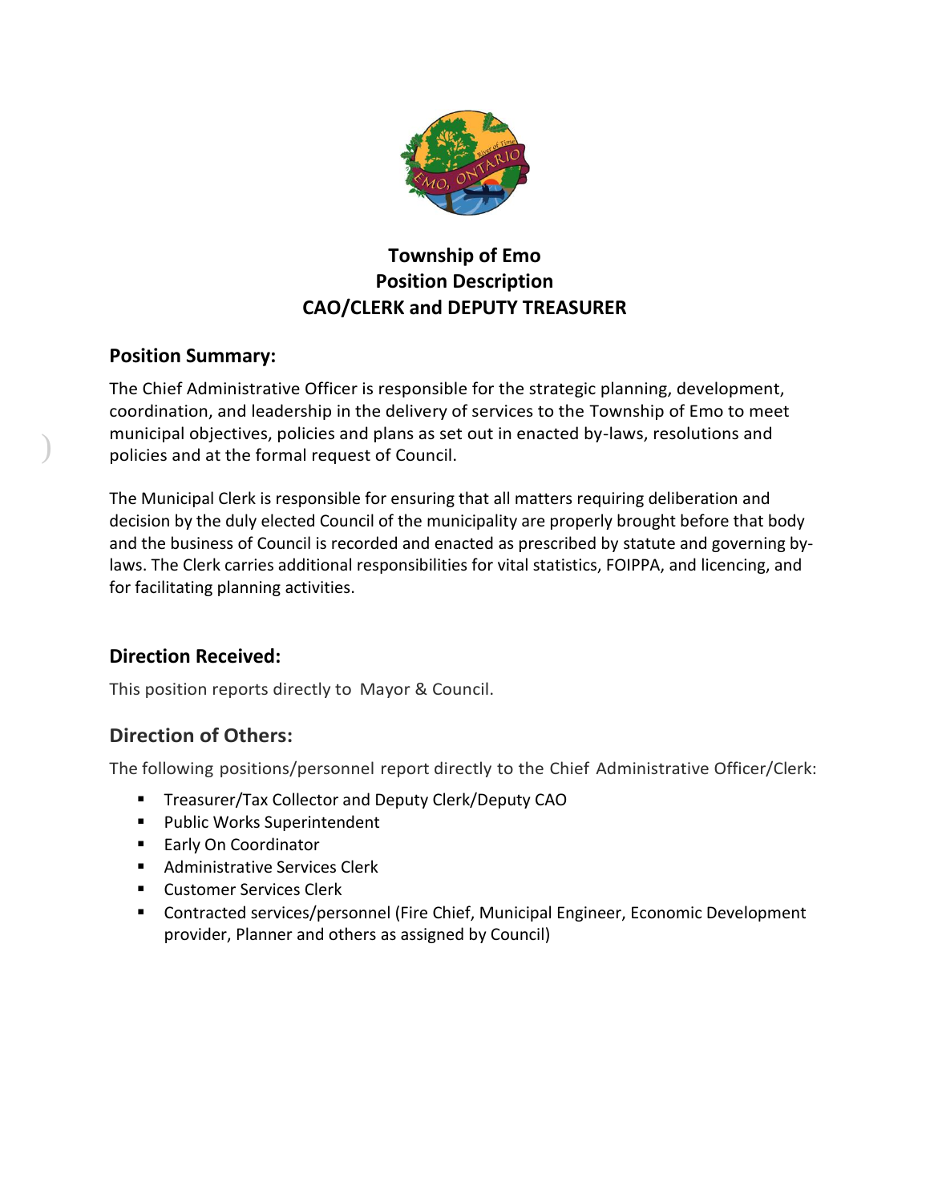# Township of Emo
# Position Description
# CAO/CLERK and DEPUTY TREASURER

## Position Summary:

The Chief Administrative Officer is responsible for the strategic planning, development, coordination, and leadership in the delivery of services to the Township of Emo to meet municipal objectives, policies and plans as set out in enacted by-laws, resolutions and policies and at the formal request of Council.

The Municipal Clerk is responsible for ensuring that all matters requiring deliberation and decision by the duly elected Council of the municipality are properly brought before that body and the business of Council is recorded and enacted as prescribed by statute and governing by-laws. The Clerk carries additional responsibilities for vital statistics, FOIPPA, and licencing, and for facilitating planning activities.

## Direction Received:

This position reports directly to Mayor & Council.

## Direction of Others:

The following positions/personnel report directly to the Chief Administrative Officer/Clerk:

- Treasurer/Tax Collector and Deputy Clerk/Deputy CAO
- Public Works Superintendent
- Early On Coordinator
- Administrative Services Clerk
- Customer Services Clerk
- Contracted services/personnel (Fire Chief, Municipal Engineer, Economic Development provider, Planner and others as assigned by Council)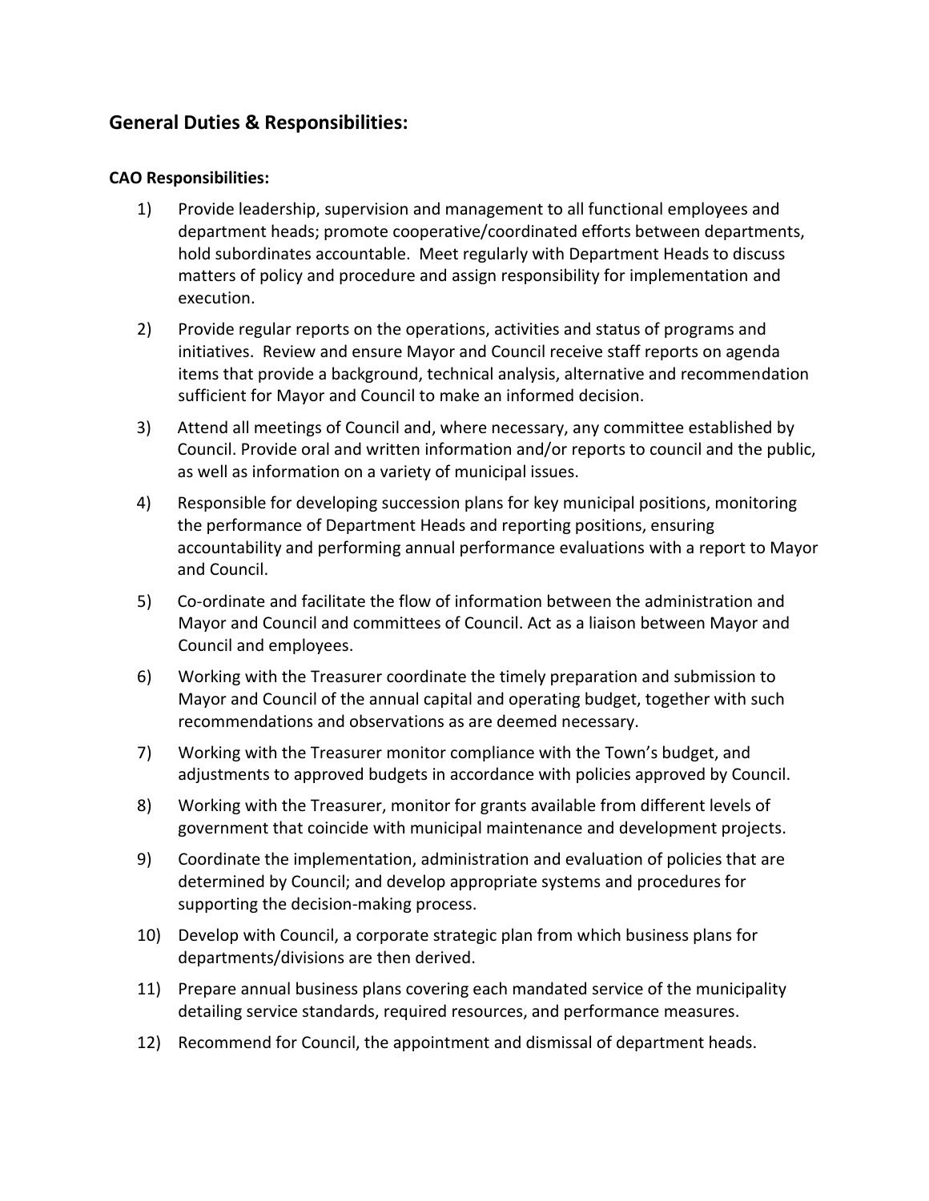## General Duties & Responsibilities:

**CAO Responsibilities:**

1) Provide leadership, supervision and management to all functional employees and department heads; promote cooperative/coordinated efforts between departments, hold subordinates accountable. Meet regularly with Department Heads to discuss matters of policy and procedure and assign responsibility for implementation and execution.

2) Provide regular reports on the operations, activities and status of programs and initiatives. Review and ensure Mayor and Council receive staff reports on agenda items that provide a background, technical analysis, alternative and recommendation sufficient for Mayor and Council to make an informed decision.

3) Attend all meetings of Council and, where necessary, any committee established by Council. Provide oral and written information and/or reports to council and the public, as well as information on a variety of municipal issues.

4) Responsible for developing succession plans for key municipal positions, monitoring the performance of Department Heads and reporting positions, ensuring accountability and performing annual performance evaluations with a report to Mayor and Council.

5) Co-ordinate and facilitate the flow of information between the administration and Mayor and Council and committees of Council. Act as a liaison between Mayor and Council and employees.

6) Working with the Treasurer coordinate the timely preparation and submission to Mayor and Council of the annual capital and operating budget, together with such recommendations and observations as are deemed necessary.

7) Working with the Treasurer monitor compliance with the Town's budget, and adjustments to approved budgets in accordance with policies approved by Council.

8) Working with the Treasurer, monitor for grants available from different levels of government that coincide with municipal maintenance and development projects.

9) Coordinate the implementation, administration and evaluation of policies that are determined by Council; and develop appropriate systems and procedures for supporting the decision-making process.

10) Develop with Council, a corporate strategic plan from which business plans for departments/divisions are then derived.

11) Prepare annual business plans covering each mandated service of the municipality detailing service standards, required resources, and performance measures.

12) Recommend for Council, the appointment and dismissal of department heads.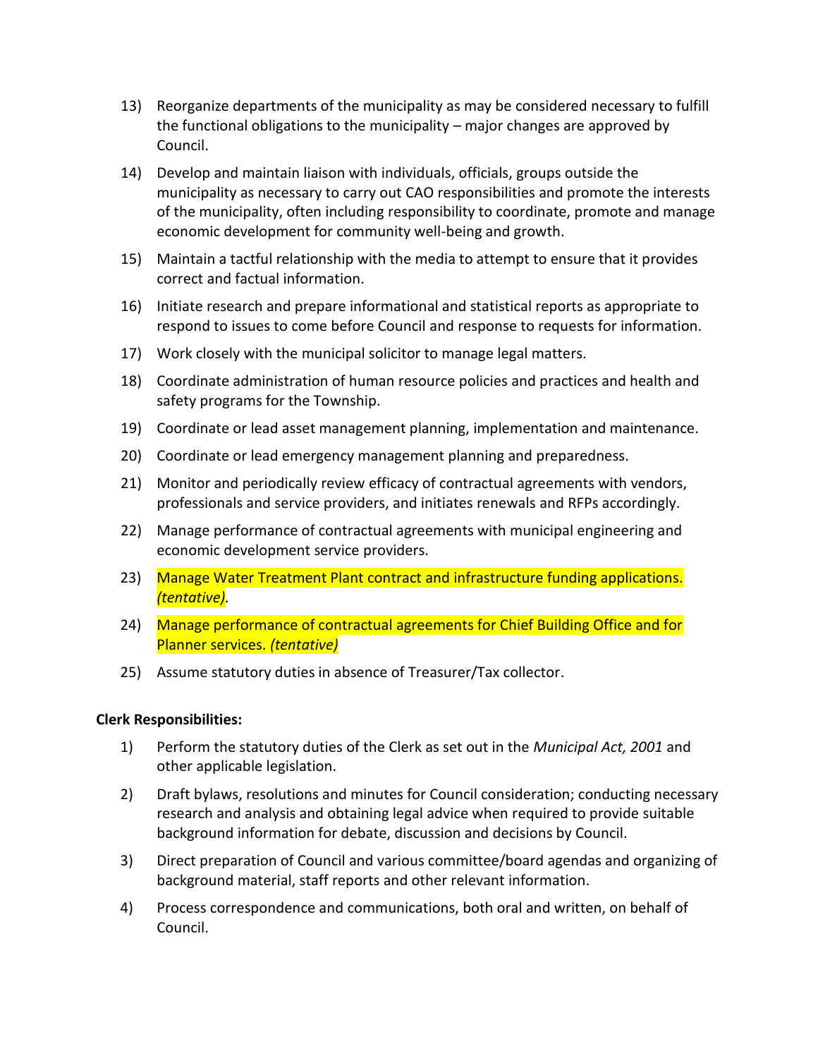13) Reorganize departments of the municipality as may be considered necessary to fulfill the functional obligations to the municipality – major changes are approved by Council.

14) Develop and maintain liaison with individuals, officials, groups outside the municipality as necessary to carry out CAO responsibilities and promote the interests of the municipality, often including responsibility to coordinate, promote and manage economic development for community well-being and growth.

15) Maintain a tactful relationship with the media to attempt to ensure that it provides correct and factual information.

16) Initiate research and prepare informational and statistical reports as appropriate to respond to issues to come before Council and response to requests for information.

17) Work closely with the municipal solicitor to manage legal matters.

18) Coordinate administration of human resource policies and practices and health and safety programs for the Township.

19) Coordinate or lead asset management planning, implementation and maintenance.

20) Coordinate or lead emergency management planning and preparedness.

21) Monitor and periodically review efficacy of contractual agreements with vendors, professionals and service providers, and initiates renewals and RFPs accordingly.

22) Manage performance of contractual agreements with municipal engineering and economic development service providers.

23) Manage Water Treatment Plant contract and infrastructure funding applications. *(tentative)*.

24) Manage performance of contractual agreements for Chief Building Office and for Planner services. *(tentative)*

25) Assume statutory duties in absence of Treasurer/Tax collector.

**Clerk Responsibilities:**

1) Perform the statutory duties of the Clerk as set out in the *Municipal Act, 2001* and other applicable legislation.

2) Draft bylaws, resolutions and minutes for Council consideration; conducting necessary research and analysis and obtaining legal advice when required to provide suitable background information for debate, discussion and decisions by Council.

3) Direct preparation of Council and various committee/board agendas and organizing of background material, staff reports and other relevant information.

4) Process correspondence and communications, both oral and written, on behalf of Council.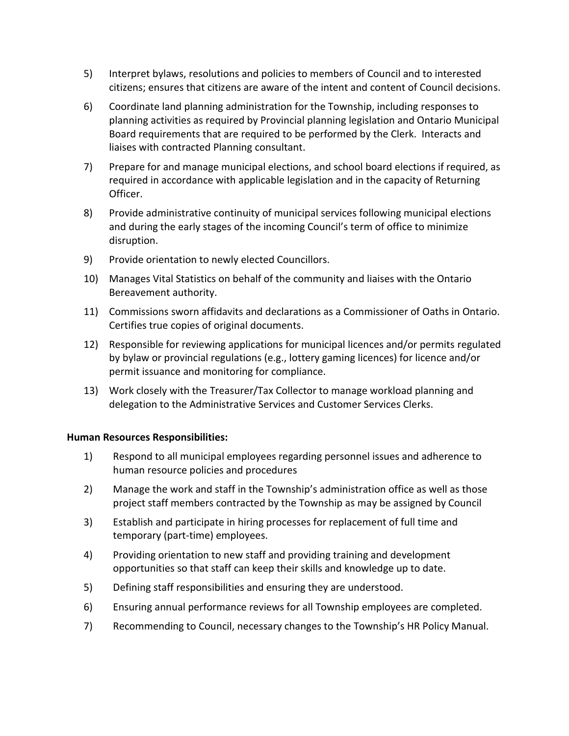5) Interpret bylaws, resolutions and policies to members of Council and to interested citizens; ensures that citizens are aware of the intent and content of Council decisions.

6) Coordinate land planning administration for the Township, including responses to planning activities as required by Provincial planning legislation and Ontario Municipal Board requirements that are required to be performed by the Clerk. Interacts and liaises with contracted Planning consultant.

7) Prepare for and manage municipal elections, and school board elections if required, as required in accordance with applicable legislation and in the capacity of Returning Officer.

8) Provide administrative continuity of municipal services following municipal elections and during the early stages of the incoming Council's term of office to minimize disruption.

9) Provide orientation to newly elected Councillors.

10) Manages Vital Statistics on behalf of the community and liaises with the Ontario Bereavement authority.

11) Commissions sworn affidavits and declarations as a Commissioner of Oaths in Ontario. Certifies true copies of original documents.

12) Responsible for reviewing applications for municipal licences and/or permits regulated by bylaw or provincial regulations (e.g., lottery gaming licences) for licence and/or permit issuance and monitoring for compliance.

13) Work closely with the Treasurer/Tax Collector to manage workload planning and delegation to the Administrative Services and Customer Services Clerks.

**Human Resources Responsibilities:**

1) Respond to all municipal employees regarding personnel issues and adherence to human resource policies and procedures

2) Manage the work and staff in the Township's administration office as well as those project staff members contracted by the Township as may be assigned by Council

3) Establish and participate in hiring processes for replacement of full time and temporary (part-time) employees.

4) Providing orientation to new staff and providing training and development opportunities so that staff can keep their skills and knowledge up to date.

5) Defining staff responsibilities and ensuring they are understood.

6) Ensuring annual performance reviews for all Township employees are completed.

7) Recommending to Council, necessary changes to the Township's HR Policy Manual.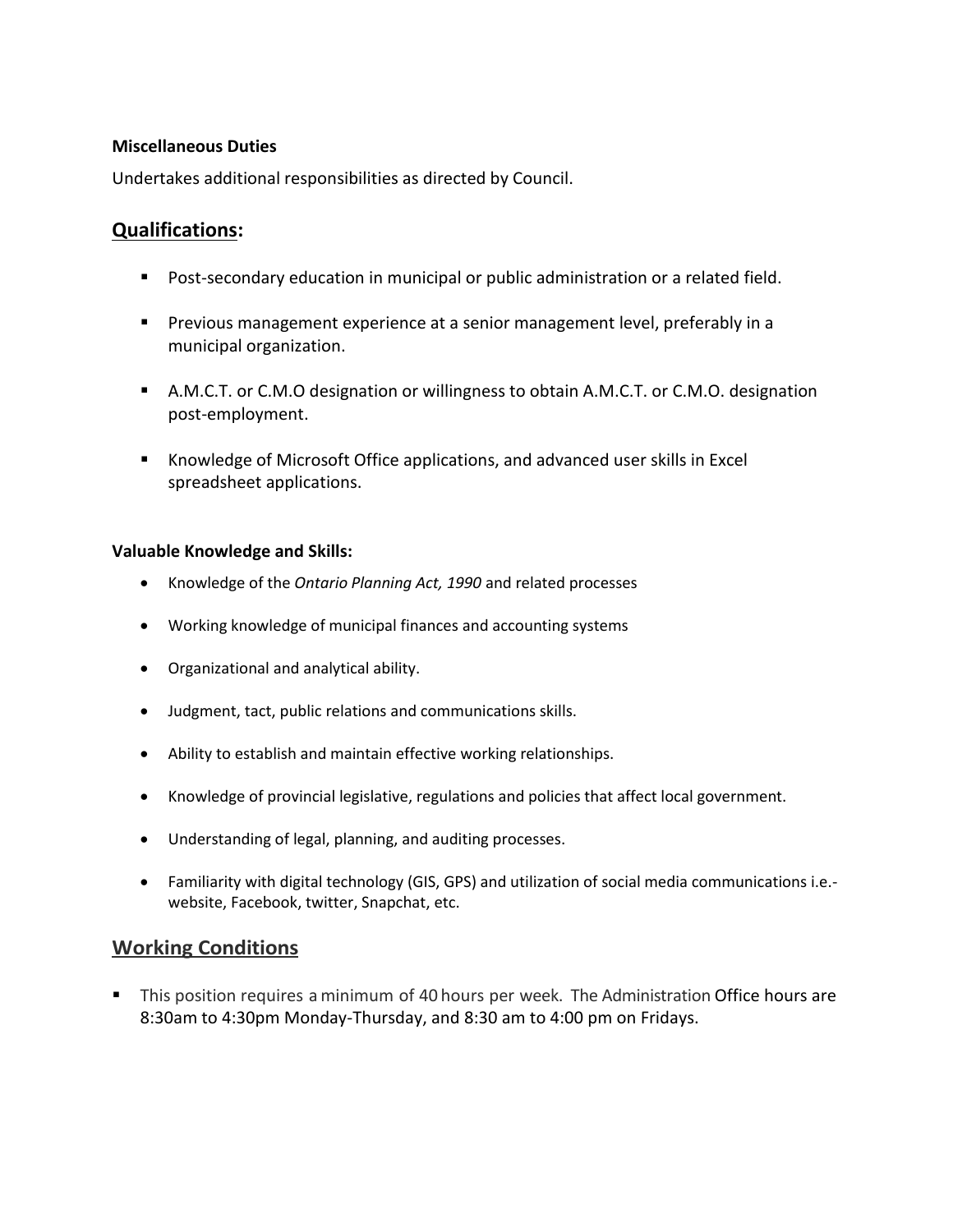**Miscellaneous Duties**

Undertakes additional responsibilities as directed by Council.

## Qualifications:

- Post-secondary education in municipal or public administration or a related field.
- Previous management experience at a senior management level, preferably in a municipal organization.
- A.M.C.T. or C.M.O designation or willingness to obtain A.M.C.T. or C.M.O. designation post-employment.
- Knowledge of Microsoft Office applications, and advanced user skills in Excel spreadsheet applications.

**Valuable Knowledge and Skills:**

- Knowledge of the *Ontario Planning Act, 1990* and related processes
- Working knowledge of municipal finances and accounting systems
- Organizational and analytical ability.
- Judgment, tact, public relations and communications skills.
- Ability to establish and maintain effective working relationships.
- Knowledge of provincial legislative, regulations and policies that affect local government.
- Understanding of legal, planning, and auditing processes.
- Familiarity with digital technology (GIS, GPS) and utilization of social media communications i.e.- website, Facebook, twitter, Snapchat, etc.

## Working Conditions

- This position requires a minimum of 40 hours per week. The Administration Office hours are 8:30am to 4:30pm Monday-Thursday, and 8:30 am to 4:00 pm on Fridays.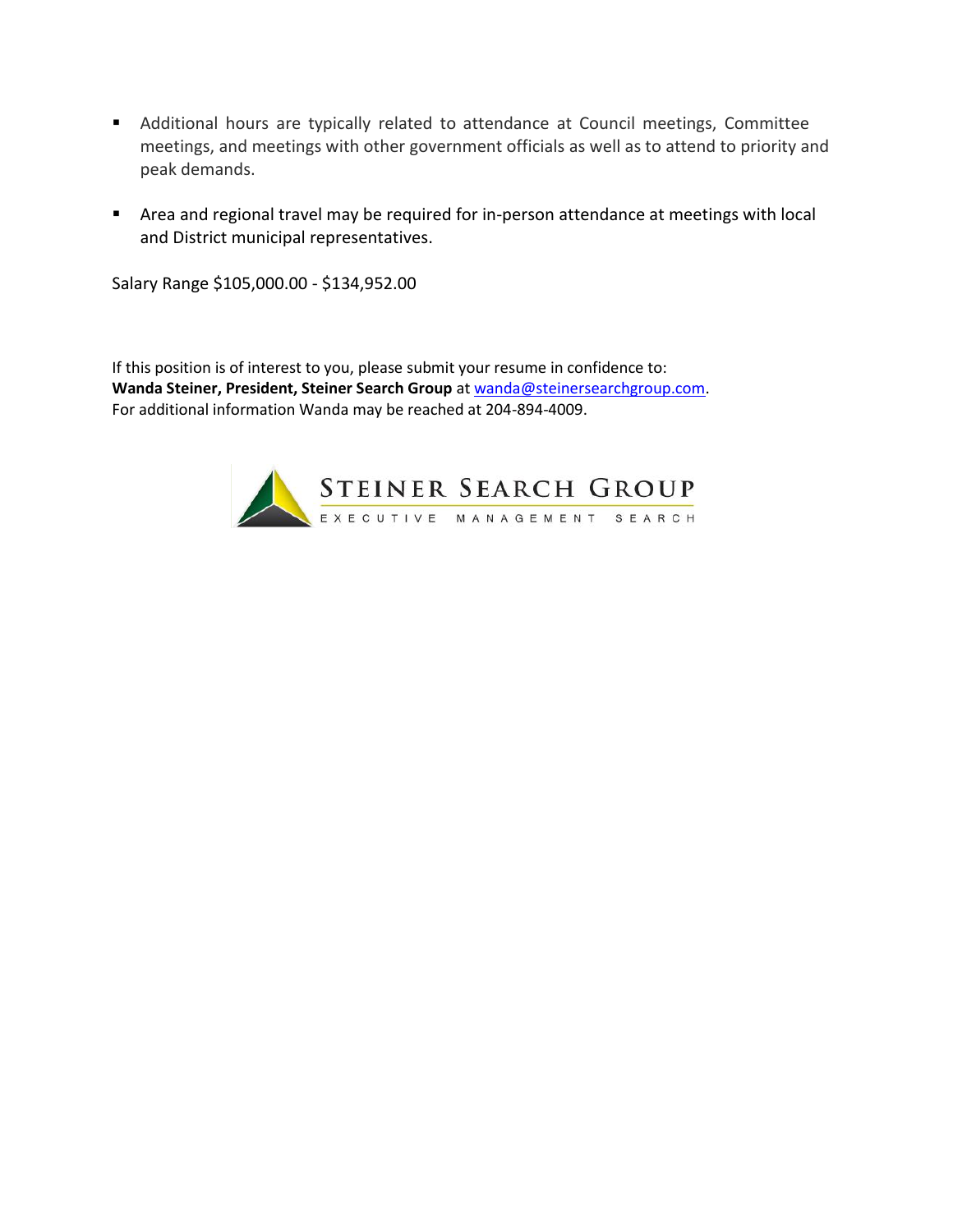- Additional hours are typically related to attendance at Council meetings, Committee meetings, and meetings with other government officials as well as to attend to priority and peak demands.

- Area and regional travel may be required for in-person attendance at meetings with local and District municipal representatives.

Salary Range $105,000.00 - $134,952.00

If this position is of interest to you, please submit your resume in confidence to:
**Wanda Steiner, President, Steiner Search Group** at wanda@steinersearchgroup.com.
For additional information Wanda may be reached at 204-894-4009.

STEINER SEARCH GROUP
EXECUTIVE MANAGEMENT SEARCH